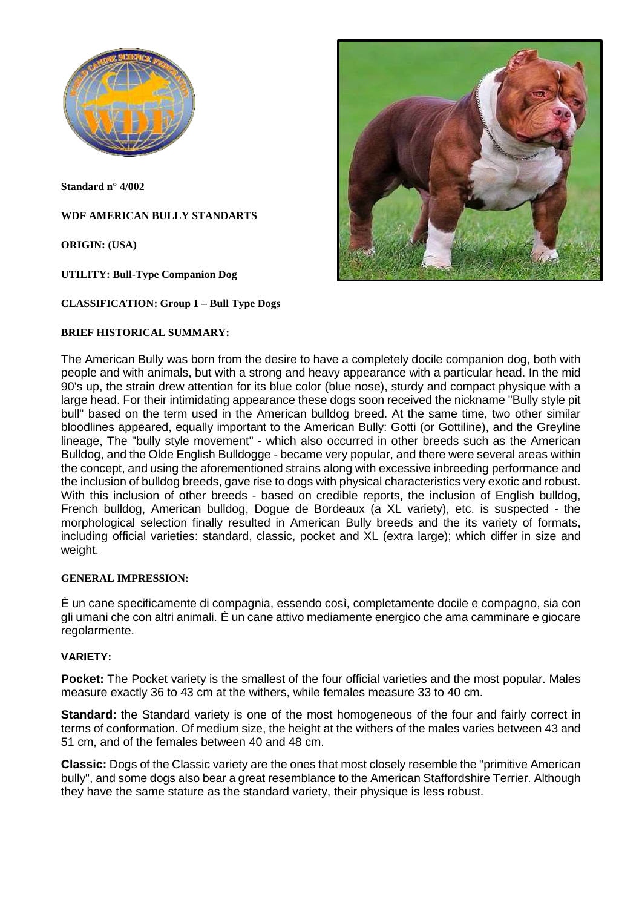**Standard n° 4/002**

**WDF AMERICAN BULLY STANDARTS**

**ORIGIN: (USA)**

**UTILITY: Bull-Type Companion Dog**

**CLASSIFICATION: Group 1 – Bull Type Dogs**

**BRIEF HISTORICAL SUMMARY:**

The American Bully was born from the desire to have a completely docile companion dog, both with people and with animals, but with a strong and heavy appearance with a particular head. In the mid 90's up, the strain drew attention for its blue color (blue nose), sturdy and compact physique with a large head. For their intimidating appearance these dogs soon received the nickname "Bully style pit bull" based on the term used in the American bulldog breed. At the same time, two other similar bloodlines appeared, equally important to the American Bully: Gotti (or Gottiline), and the Greyline lineage, The "bully style movement" - which also occurred in other breeds such as the American Bulldog, and the Olde English Bulldogge - became very popular, and there were several areas within the concept, and using the aforementioned strains along with excessive inbreeding performance and the inclusion of bulldog breeds, gave rise to dogs with physical characteristics very exotic and robust. With this inclusion of other breeds - based on credible reports, the inclusion of English bulldog, French bulldog, American bulldog, Dogue de Bordeaux (a XL variety), etc. is suspected - the morphological selection finally resulted in American Bully breeds and the its variety of formats, including official varieties: standard, classic, pocket and XL (extra large); which differ in size and weight.

**GENERAL IMPRESSION:**

È un cane specificamente di compagnia, essendo così, completamente docile e compagno, sia con gli umani che con altri animali. È un cane attivo mediamente energico che ama camminare e giocare regolarmente.

**VARIETY:**

**Pocket:** The Pocket variety is the smallest of the four official varieties and the most popular. Males measure exactly 36 to 43 cm at the withers, while females measure 33 to 40 cm.

**Standard:** the Standard variety is one of the most homogeneous of the four and fairly correct in terms of conformation. Of medium size, the height at the withers of the males varies between 43 and 51 cm, and of the females between 40 and 48 cm.

**Classic:** Dogs of the Classic variety are the ones that most closely resemble the "primitive American bully", and some dogs also bear a great resemblance to the American Staffordshire Terrier. Although they have the same stature as the standard variety, their physique is less robust.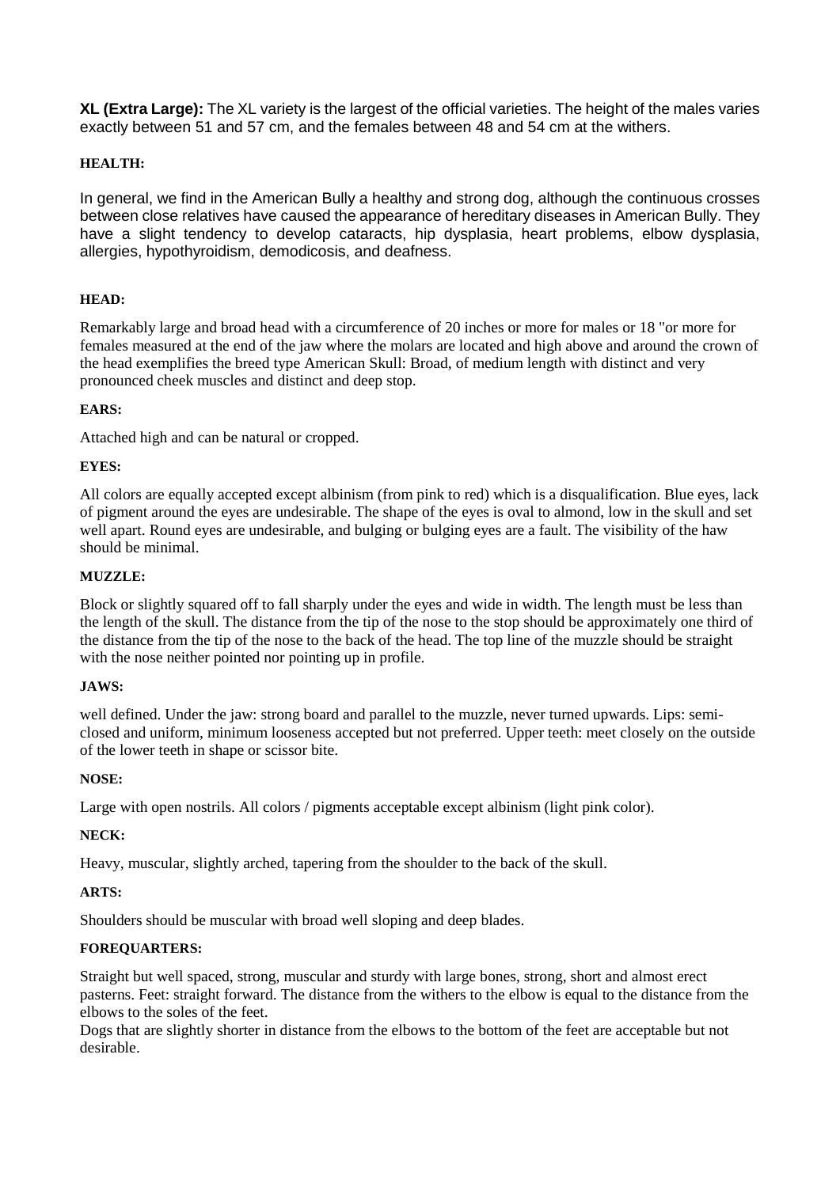**XL (Extra Large):** The XL variety is the largest of the official varieties. The height of the males varies exactly between 51 and 57 cm, and the females between 48 and 54 cm at the withers.

**HEALTH:**

In general, we find in the American Bully a healthy and strong dog, although the continuous crosses between close relatives have caused the appearance of hereditary diseases in American Bully. They have a slight tendency to develop cataracts, hip dysplasia, heart problems, elbow dysplasia, allergies, hypothyroidism, demodicosis, and deafness.

**HEAD:**

Remarkably large and broad head with a circumference of 20 inches or more for males or 18 "or more for females measured at the end of the jaw where the molars are located and high above and around the crown of the head exemplifies the breed type American Skull: Broad, of medium length with distinct and very pronounced cheek muscles and distinct and deep stop.

**EARS:**

Attached high and can be natural or cropped.

**EYES:**

All colors are equally accepted except albinism (from pink to red) which is a disqualification. Blue eyes, lack of pigment around the eyes are undesirable. The shape of the eyes is oval to almond, low in the skull and set well apart. Round eyes are undesirable, and bulging or bulging eyes are a fault. The visibility of the haw should be minimal.

**MUZZLE:**

Block or slightly squared off to fall sharply under the eyes and wide in width. The length must be less than the length of the skull. The distance from the tip of the nose to the stop should be approximately one third of the distance from the tip of the nose to the back of the head. The top line of the muzzle should be straight with the nose neither pointed nor pointing up in profile.

**JAWS:**

well defined. Under the jaw: strong board and parallel to the muzzle, never turned upwards. Lips: semi-closed and uniform, minimum looseness accepted but not preferred. Upper teeth: meet closely on the outside of the lower teeth in shape or scissor bite.

**NOSE:**

Large with open nostrils. All colors / pigments acceptable except albinism (light pink color).

**NECK:**

Heavy, muscular, slightly arched, tapering from the shoulder to the back of the skull.

**ARTS:**

Shoulders should be muscular with broad well sloping and deep blades.

**FOREQUARTERS:**

Straight but well spaced, strong, muscular and sturdy with large bones, strong, short and almost erect pasterns. Feet: straight forward. The distance from the withers to the elbow is equal to the distance from the elbows to the soles of the feet.

Dogs that are slightly shorter in distance from the elbows to the bottom of the feet are acceptable but not desirable.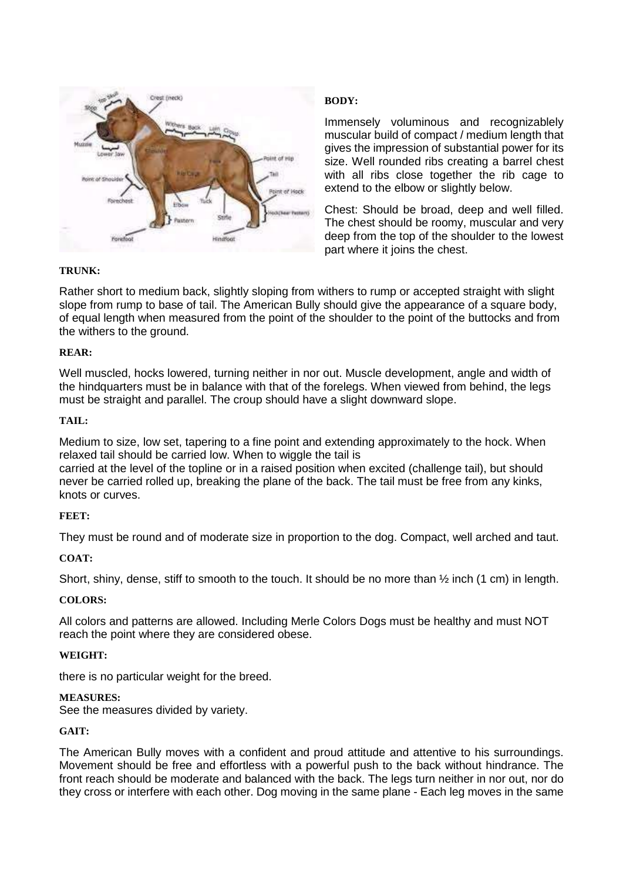**BODY:**

Immensely voluminous and recognizablely muscular build of compact / medium length that gives the impression of substantial power for its size. Well rounded ribs creating a barrel chest with all ribs close together the rib cage to extend to the elbow or slightly below.

Chest: Should be broad, deep and well filled. The chest should be roomy, muscular and very deep from the top of the shoulder to the lowest part where it joins the chest.

**TRUNK:**

Rather short to medium back, slightly sloping from withers to rump or accepted straight with slight slope from rump to base of tail. The American Bully should give the appearance of a square body, of equal length when measured from the point of the shoulder to the point of the buttocks and from the withers to the ground.

**REAR:**

Well muscled, hocks lowered, turning neither in nor out. Muscle development, angle and width of the hindquarters must be in balance with that of the forelegs. When viewed from behind, the legs must be straight and parallel. The croup should have a slight downward slope.

**TAIL:**

Medium to size, low set, tapering to a fine point and extending approximately to the hock. When relaxed tail should be carried low. When to wiggle the tail is
carried at the level of the topline or in a raised position when excited (challenge tail), but should never be carried rolled up, breaking the plane of the back. The tail must be free from any kinks, knots or curves.

**FEET:**

They must be round and of moderate size in proportion to the dog. Compact, well arched and taut.

**COAT:**

Short, shiny, dense, stiff to smooth to the touch. It should be no more than ½ inch (1 cm) in length.

**COLORS:**

All colors and patterns are allowed. Including Merle Colors Dogs must be healthy and must NOT reach the point where they are considered obese.

**WEIGHT:**

there is no particular weight for the breed.

**MEASURES:**
See the measures divided by variety.

**GAIT:**

The American Bully moves with a confident and proud attitude and attentive to his surroundings. Movement should be free and effortless with a powerful push to the back without hindrance. The front reach should be moderate and balanced with the back. The legs turn neither in nor out, nor do they cross or interfere with each other. Dog moving in the same plane - Each leg moves in the same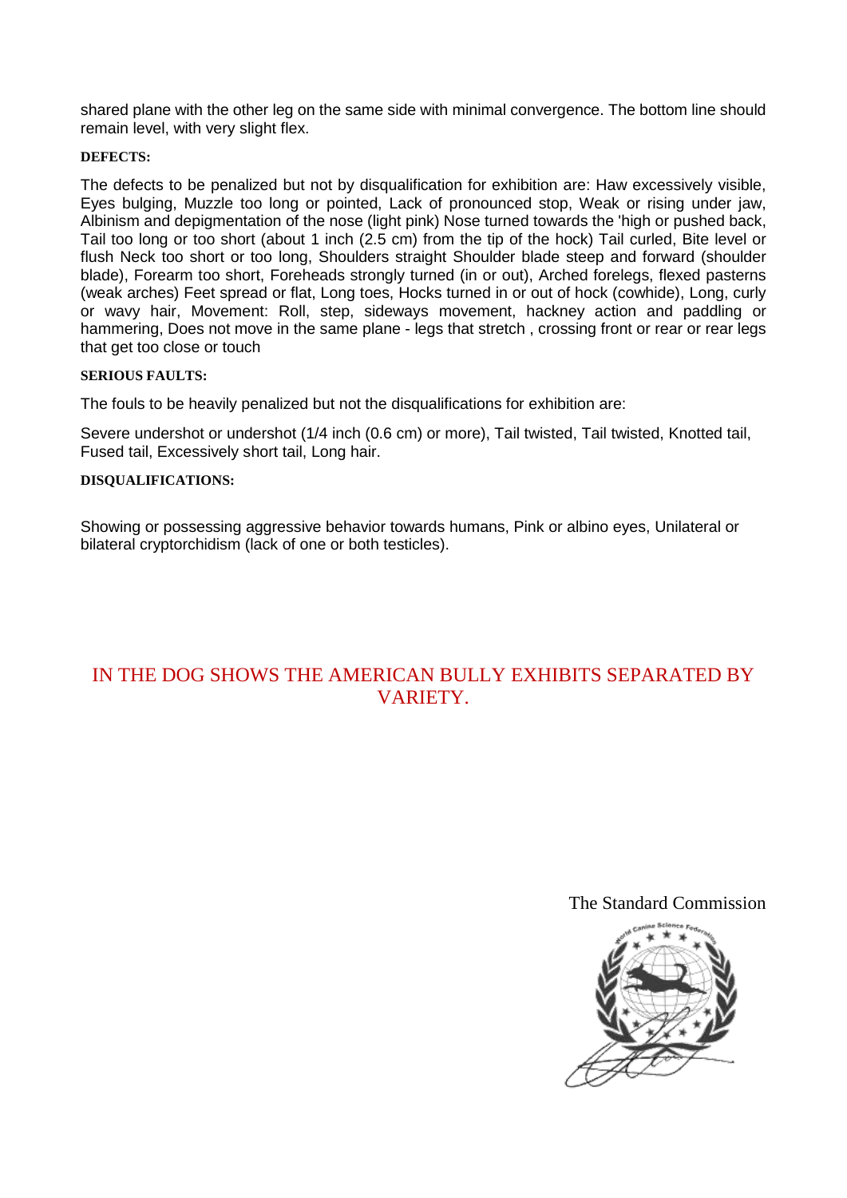shared plane with the other leg on the same side with minimal convergence. The bottom line should remain level, with very slight flex.

**DEFECTS:**

The defects to be penalized but not by disqualification for exhibition are: Haw excessively visible, Eyes bulging, Muzzle too long or pointed, Lack of pronounced stop, Weak or rising under jaw, Albinism and depigmentation of the nose (light pink) Nose turned towards the 'high or pushed back, Tail too long or too short (about 1 inch (2.5 cm) from the tip of the hock) Tail curled, Bite level or flush Neck too short or too long, Shoulders straight Shoulder blade steep and forward (shoulder blade), Forearm too short, Foreheads strongly turned (in or out), Arched forelegs, flexed pasterns (weak arches) Feet spread or flat, Long toes, Hocks turned in or out of hock (cowhide), Long, curly or wavy hair, Movement: Roll, step, sideways movement, hackney action and paddling or hammering, Does not move in the same plane - legs that stretch , crossing front or rear or rear legs that get too close or touch

**SERIOUS FAULTS:**

The fouls to be heavily penalized but not the disqualifications for exhibition are:

Severe undershot or undershot (1/4 inch (0.6 cm) or more), Tail twisted, Tail twisted, Knotted tail, Fused tail, Excessively short tail, Long hair.

**DISQUALIFICATIONS:**

Showing or possessing aggressive behavior towards humans, Pink or albino eyes, Unilateral or bilateral cryptorchidism (lack of one or both testicles).

IN THE DOG SHOWS THE AMERICAN BULLY EXHIBITS SEPARATED BY VARIETY.

The Standard Commission